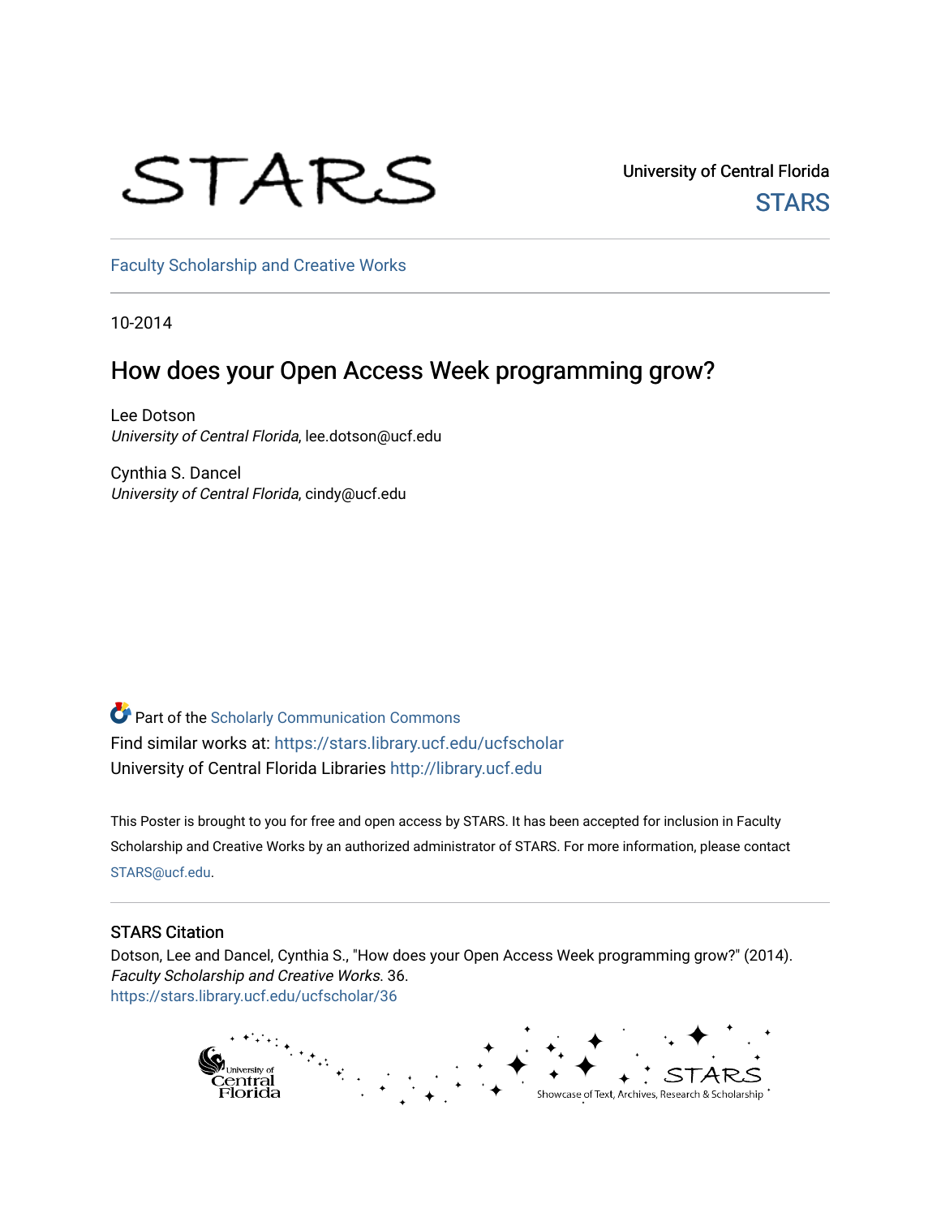STARS

University of Central Florida

STARS

Faculty Scholarship and Creative Works

10-2014

# How does your Open Access Week programming grow?

Lee Dotson
*University of Central Florida*, lee.dotson@ucf.edu

Cynthia S. Dancel
*University of Central Florida*, cindy@ucf.edu

Part of the Scholarly Communication Commons
Find similar works at: https://stars.library.ucf.edu/ucfscholar
University of Central Florida Libraries http://library.ucf.edu

This Poster is brought to you for free and open access by STARS. It has been accepted for inclusion in Faculty Scholarship and Creative Works by an authorized administrator of STARS. For more information, please contact STARS@ucf.edu.

## STARS Citation

Dotson, Lee and Dancel, Cynthia S., "How does your Open Access Week programming grow?" (2014). *Faculty Scholarship and Creative Works*. 36.
https://stars.library.ucf.edu/ucfscholar/36

University of Central Florida

STARS
Showcase of Text, Archives, Research & Scholarship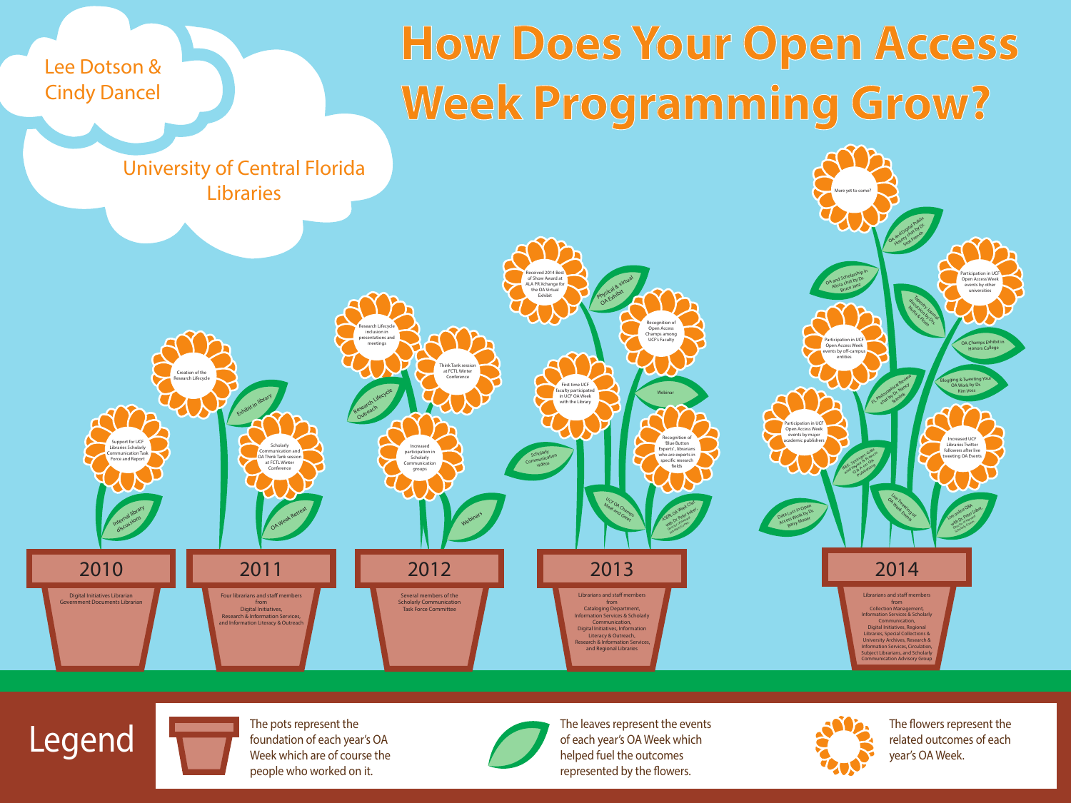# How Does Your Open Access Week Programming Grow?

Lee Dotson & Cindy Dancel

University of Central Florida Libraries

## 2010

Digital Initiatives Librarian
Government Documents Librarian

- Support for UCF Libraries Scholarly Communication Task Force and Report
- Creation of the Research Lifecycle
- Internal library discussions

## 2011

Four librarians and staff members from Digital Initiatives, Research & Information Services, and Information Literacy & Outreach

- Scholarly Communication and OA Think Tank session at FCTL Winter Conference
- Exhibit in library
- OA Week Retreat

## 2012

Several members of the Scholarly Communication Task Force Committee

- Research Lifecycle inclusion in presentations and meetings
- Think Tank session at FCTL Winter Conference
- Increased participation in Scholarly Communication groups
- Research Lifecycle Outreach
- Webinars

## 2013

Librarians and staff members from Cataloging Department, Information Services & Scholarly Communication, Digital Initiatives, Information Literacy & Outreach, Research & Information Services, and Regional Libraries

- Received 2014 Best of Show Award at ALA PR Xchange for the OA Virtual Exhibit
- Recognition of Open Access Champs among UCF's Faculty
- First time UCF faculty participated in UCF OA Week with the Library
- Recognition of 'Blue Button Experts', librarians who are experts in specific research fields
- Physical & Virtual OA Exhibit
- Webinar
- Scholarly Communication videos
- UCF OA Champs Meet and Greet
- ASERL OA Week Chat with Dr. Peter Suber, Director of Harvard Open Access Project

## 2014

Librarians and staff members from Collection Management, Information Services & Scholarly Communication, Digital Initiatives, Regional Libraries, Special Collections & University Archives, Research & Information Services, Circulation, Subject Librarians, and Scholarly Communication Advisory Group

- More yet to come?
- Participation in UCF Open Access Week events by other universities
- Participation in UCF Open Access Week events by off-campus entities
- Participation in UCF Open Access Week events by major academic publishers
- Increased UCF Libraries Twitter followers after live tweeting OA Events
- OA and Digital Public History chat by Dr. Scot French
- OA and Scholarship in Africa chat by Dr. Bruce Janz
- Tweeting Journal discussion by Drs. Mark & ...
- OA Champs Exhibit in Honors College
- Blogging & Tweeting Your OA Work by Dr. Kim Voss
- FL Philosophical Review chat by Dr. Nancy Stanlick
- IEEE, Springer, Gale and Taylor & Francis OA & Author Publishing
- Data Loss in Open Access Week by Dr. Barry Mauer
- Live Tweeting of OA Week Events
- Live online Q&A with Dr. Peter Suber, Director of Harvard Open Access Project

## Legend

The pots represent the foundation of each year's OA Week which are of course the people who worked on it.

The leaves represent the events of each year's OA Week which helped fuel the outcomes represented by the flowers.

The flowers represent the related outcomes of each year's OA Week.